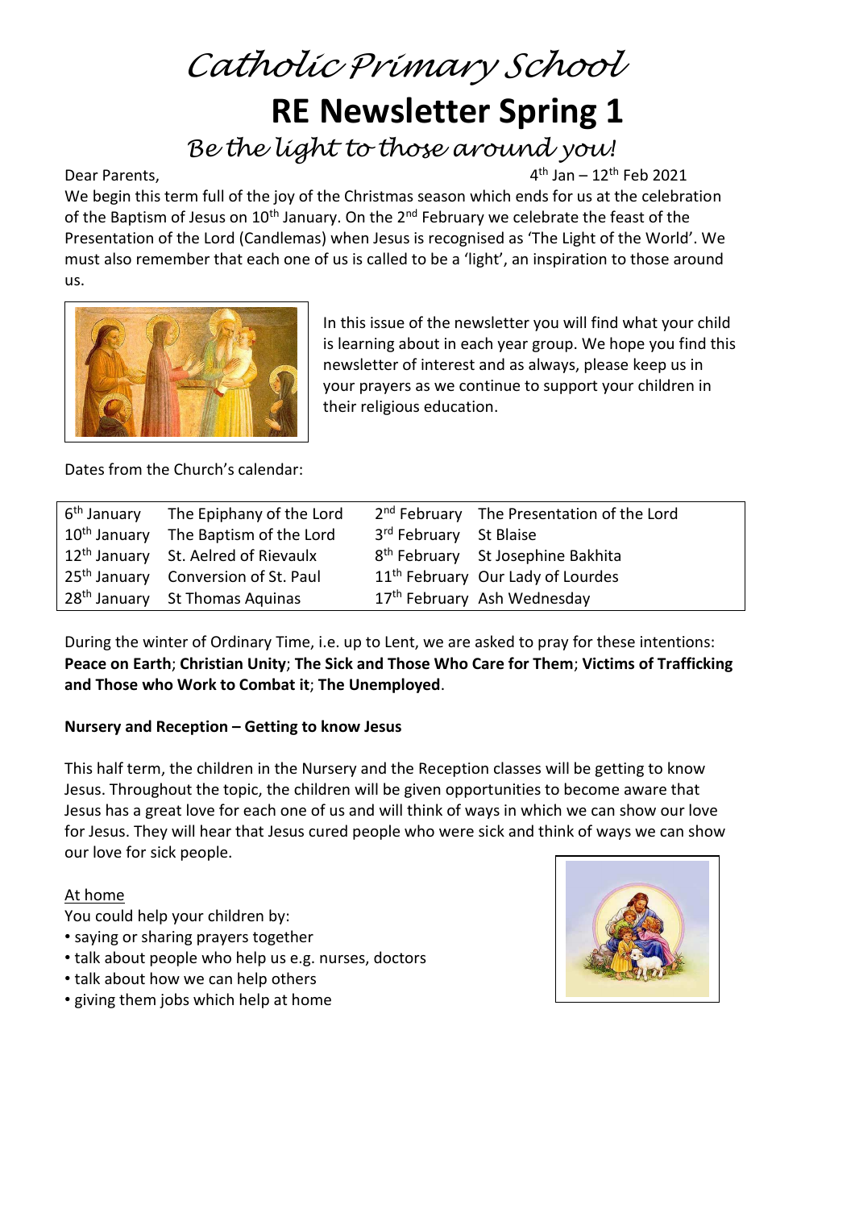# *Catholic Primary School*

# RE Newsletter Spring 1

*Be the light to those around you!*

Dear Parents,

4th Jan – 12th Feb 2021

We begin this term full of the joy of the Christmas season which ends for us at the celebration of the Baptism of Jesus on 10th January. On the 2nd February we celebrate the feast of the Presentation of the Lord (Candlemas) when Jesus is recognised as 'The Light of the World'. We must also remember that each one of us is called to be a 'light', an inspiration to those around us.

In this issue of the newsletter you will find what your child is learning about in each year group. We hope you find this newsletter of interest and as always, please keep us in your prayers as we continue to support your children in their religious education.

Dates from the Church's calendar:

| | | | |
|---|---|---|---|
| 6th January | The Epiphany of the Lord | 2nd February | The Presentation of the Lord |
| 10th January | The Baptism of the Lord | 3rd February | St Blaise |
| 12th January | St. Aelred of Rievaulx | 8th February | St Josephine Bakhita |
| 25th January | Conversion of St. Paul | 11th February | Our Lady of Lourdes |
| 28th January | St Thomas Aquinas | 17th February | Ash Wednesday |

During the winter of Ordinary Time, i.e. up to Lent, we are asked to pray for these intentions: **Peace on Earth**; **Christian Unity**; **The Sick and Those Who Care for Them**; **Victims of Trafficking and Those who Work to Combat it**; **The Unemployed**.

**Nursery and Reception – Getting to know Jesus**

This half term, the children in the Nursery and the Reception classes will be getting to know Jesus. Throughout the topic, the children will be given opportunities to become aware that Jesus has a great love for each one of us and will think of ways in which we can show our love for Jesus. They will hear that Jesus cured people who were sick and think of ways we can show our love for sick people.

At home

You could help your children by:

- saying or sharing prayers together
- talk about people who help us e.g. nurses, doctors
- talk about how we can help others
- giving them jobs which help at home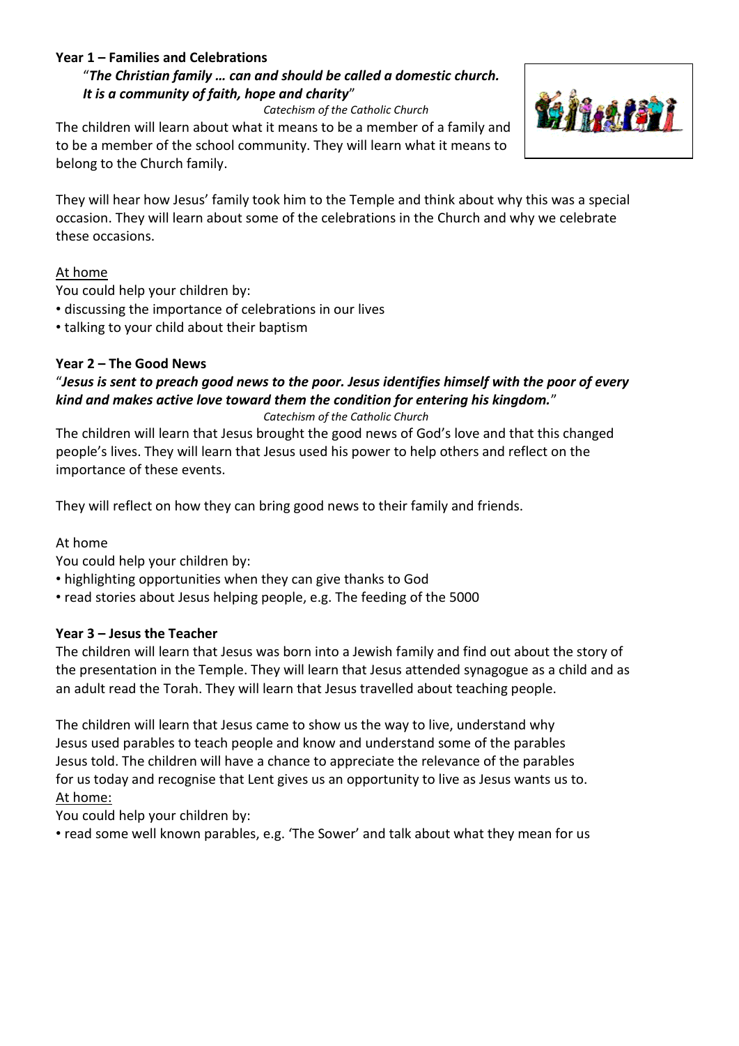**Year 1 – Families and Celebrations**

"***The Christian family … can and should be called a domestic church. It is a community of faith, hope and charity***"

*Catechism of the Catholic Church*

The children will learn about what it means to be a member of a family and to be a member of the school community. They will learn what it means to belong to the Church family.

They will hear how Jesus' family took him to the Temple and think about why this was a special occasion. They will learn about some of the celebrations in the Church and why we celebrate these occasions.

At home

You could help your children by:

- discussing the importance of celebrations in our lives
- talking to your child about their baptism

**Year 2 – The Good News**

"***Jesus is sent to preach good news to the poor. Jesus identifies himself with the poor of every kind and makes active love toward them the condition for entering his kingdom.***"

*Catechism of the Catholic Church*

The children will learn that Jesus brought the good news of God's love and that this changed people's lives. They will learn that Jesus used his power to help others and reflect on the importance of these events.

They will reflect on how they can bring good news to their family and friends.

At home

You could help your children by:

- highlighting opportunities when they can give thanks to God
- read stories about Jesus helping people, e.g. The feeding of the 5000

**Year 3 – Jesus the Teacher**

The children will learn that Jesus was born into a Jewish family and find out about the story of the presentation in the Temple. They will learn that Jesus attended synagogue as a child and as an adult read the Torah. They will learn that Jesus travelled about teaching people.

The children will learn that Jesus came to show us the way to live, understand why Jesus used parables to teach people and know and understand some of the parables Jesus told. The children will have a chance to appreciate the relevance of the parables for us today and recognise that Lent gives us an opportunity to live as Jesus wants us to.

At home:

You could help your children by:

- read some well known parables, e.g. 'The Sower' and talk about what they mean for us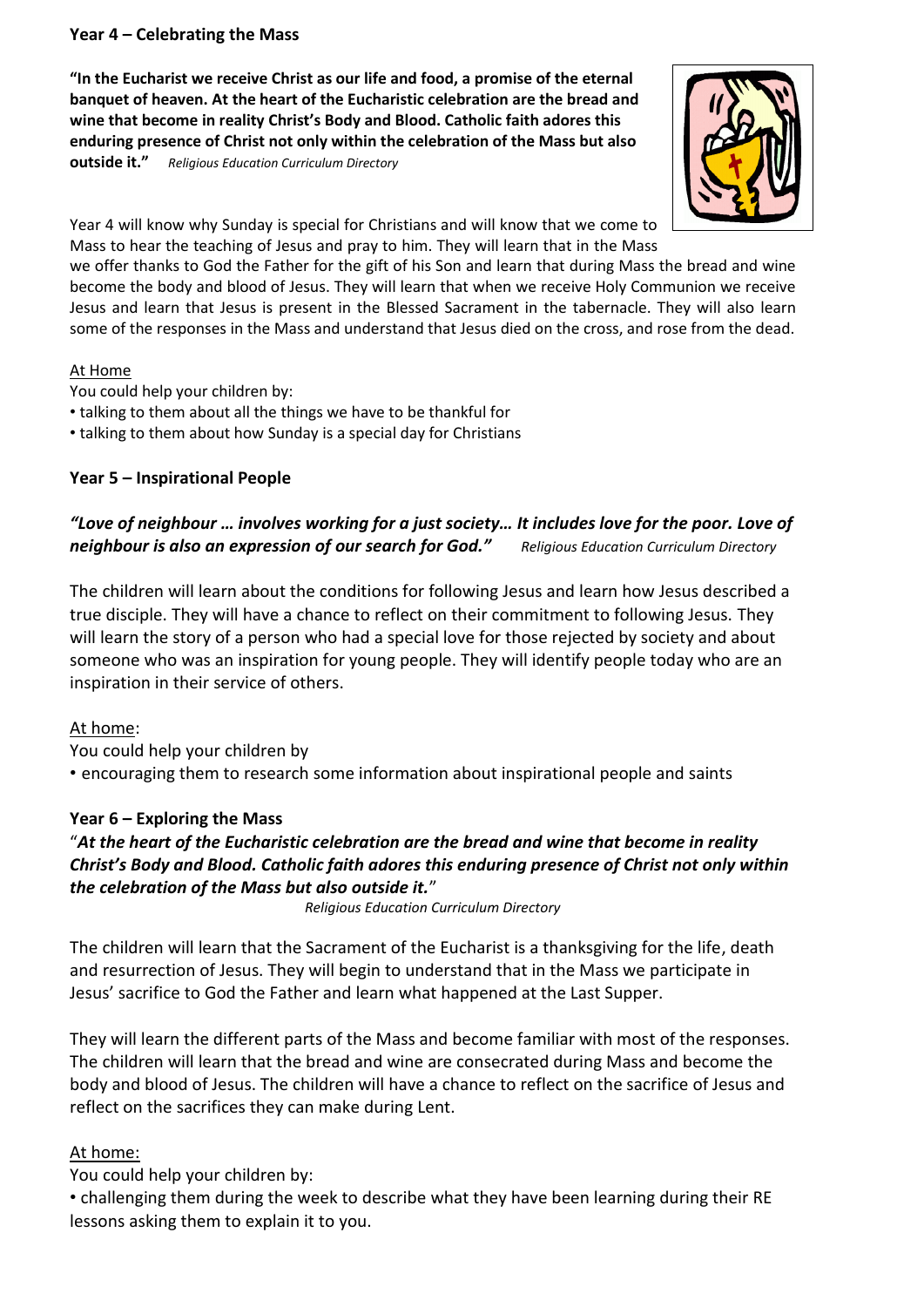**Year 4 – Celebrating the Mass**

**"In the Eucharist we receive Christ as our life and food, a promise of the eternal banquet of heaven. At the heart of the Eucharistic celebration are the bread and wine that become in reality Christ's Body and Blood. Catholic faith adores this enduring presence of Christ not only within the celebration of the Mass but also outside it."** *Religious Education Curriculum Directory*

Year 4 will know why Sunday is special for Christians and will know that we come to Mass to hear the teaching of Jesus and pray to him. They will learn that in the Mass we offer thanks to God the Father for the gift of his Son and learn that during Mass the bread and wine become the body and blood of Jesus. They will learn that when we receive Holy Communion we receive Jesus and learn that Jesus is present in the Blessed Sacrament in the tabernacle. They will also learn some of the responses in the Mass and understand that Jesus died on the cross, and rose from the dead.

At Home

You could help your children by:

- talking to them about all the things we have to be thankful for
- talking to them about how Sunday is a special day for Christians

**Year 5 – Inspirational People**

***"Love of neighbour … involves working for a just society… It includes love for the poor. Love of neighbour is also an expression of our search for God."*** *Religious Education Curriculum Directory*

The children will learn about the conditions for following Jesus and learn how Jesus described a true disciple. They will have a chance to reflect on their commitment to following Jesus. They will learn the story of a person who had a special love for those rejected by society and about someone who was an inspiration for young people. They will identify people today who are an inspiration in their service of others.

At home:

You could help your children by

- encouraging them to research some information about inspirational people and saints

**Year 6 – Exploring the Mass**

"***At the heart of the Eucharistic celebration are the bread and wine that become in reality Christ's Body and Blood. Catholic faith adores this enduring presence of Christ not only within the celebration of the Mass but also outside it.***"

*Religious Education Curriculum Directory*

The children will learn that the Sacrament of the Eucharist is a thanksgiving for the life, death and resurrection of Jesus. They will begin to understand that in the Mass we participate in Jesus' sacrifice to God the Father and learn what happened at the Last Supper.

They will learn the different parts of the Mass and become familiar with most of the responses. The children will learn that the bread and wine are consecrated during Mass and become the body and blood of Jesus. The children will have a chance to reflect on the sacrifice of Jesus and reflect on the sacrifices they can make during Lent.

At home:

You could help your children by:

- challenging them during the week to describe what they have been learning during their RE lessons asking them to explain it to you.